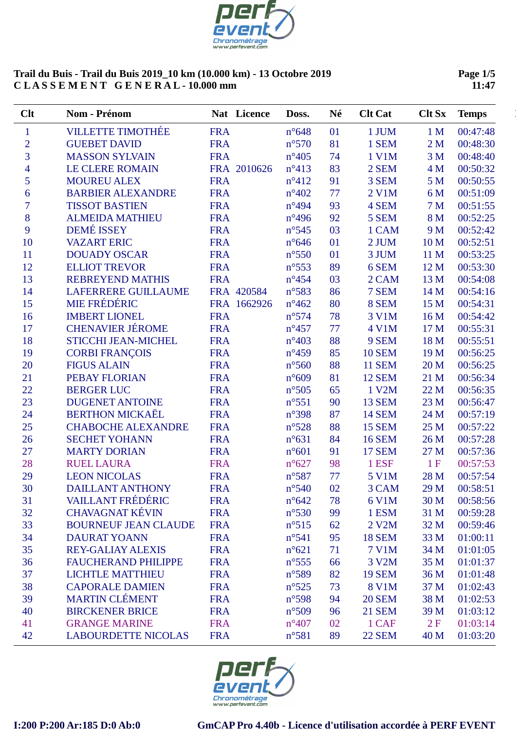**Trail du Buis - Trail du Buis 2019_10 km (10.000 km) - 13 Octobre 2019**
**C L A S S E M E N T   G E N E R A L - 10.000 mm**

**Page 1/5**
**11:47**

| Clt | Nom - Prénom | Nat | Licence | Doss. | Né | Clt Cat | Clt Sx | Temps |
|---|---|---|---|---|---|---|---|---|
| 1 | VILLETTE TIMOTHÉE | FRA | | n°648 | 01 | 1 JUM | 1 M | 00:47:48 |
| 2 | GUEBET DAVID | FRA | | n°570 | 81 | 1 SEM | 2 M | 00:48:30 |
| 3 | MASSON SYLVAIN | FRA | | n°405 | 74 | 1 V1M | 3 M | 00:48:40 |
| 4 | LE CLERE ROMAIN | FRA | 2010626 | n°413 | 83 | 2 SEM | 4 M | 00:50:32 |
| 5 | MOUREU ALEX | FRA | | n°412 | 91 | 3 SEM | 5 M | 00:50:55 |
| 6 | BARBIER ALEXANDRE | FRA | | n°402 | 77 | 2 V1M | 6 M | 00:51:09 |
| 7 | TISSOT BASTIEN | FRA | | n°494 | 93 | 4 SEM | 7 M | 00:51:55 |
| 8 | ALMEIDA MATHIEU | FRA | | n°496 | 92 | 5 SEM | 8 M | 00:52:25 |
| 9 | DEMÉ ISSEY | FRA | | n°545 | 03 | 1 CAM | 9 M | 00:52:42 |
| 10 | VAZART ERIC | FRA | | n°646 | 01 | 2 JUM | 10 M | 00:52:51 |
| 11 | DOUADY OSCAR | FRA | | n°550 | 01 | 3 JUM | 11 M | 00:53:25 |
| 12 | ELLIOT TREVOR | FRA | | n°553 | 89 | 6 SEM | 12 M | 00:53:30 |
| 13 | REBREYEND MATHIS | FRA | | n°454 | 03 | 2 CAM | 13 M | 00:54:08 |
| 14 | LAFERRERE GUILLAUME | FRA | 420584 | n°583 | 86 | 7 SEM | 14 M | 00:54:16 |
| 15 | MIE FRÉDÉRIC | FRA | 1662926 | n°462 | 80 | 8 SEM | 15 M | 00:54:31 |
| 16 | IMBERT LIONEL | FRA | | n°574 | 78 | 3 V1M | 16 M | 00:54:42 |
| 17 | CHENAVIER JÉROME | FRA | | n°457 | 77 | 4 V1M | 17 M | 00:55:31 |
| 18 | STICCHI JEAN-MICHEL | FRA | | n°403 | 88 | 9 SEM | 18 M | 00:55:51 |
| 19 | CORBI FRANÇOIS | FRA | | n°459 | 85 | 10 SEM | 19 M | 00:56:25 |
| 20 | FIGUS ALAIN | FRA | | n°560 | 88 | 11 SEM | 20 M | 00:56:25 |
| 21 | PEBAY FLORIAN | FRA | | n°609 | 81 | 12 SEM | 21 M | 00:56:34 |
| 22 | BERGER LUC | FRA | | n°505 | 65 | 1 V2M | 22 M | 00:56:35 |
| 23 | DUGENET ANTOINE | FRA | | n°551 | 90 | 13 SEM | 23 M | 00:56:47 |
| 24 | BERTHON MICKAËL | FRA | | n°398 | 87 | 14 SEM | 24 M | 00:57:19 |
| 25 | CHABOCHE ALEXANDRE | FRA | | n°528 | 88 | 15 SEM | 25 M | 00:57:22 |
| 26 | SECHET YOHANN | FRA | | n°631 | 84 | 16 SEM | 26 M | 00:57:28 |
| 27 | MARTY DORIAN | FRA | | n°601 | 91 | 17 SEM | 27 M | 00:57:36 |
| 28 | RUEL LAURA | FRA | | n°627 | 98 | 1 ESF | 1 F | 00:57:53 |
| 29 | LEON NICOLAS | FRA | | n°587 | 77 | 5 V1M | 28 M | 00:57:54 |
| 30 | DAILLANT ANTHONY | FRA | | n°540 | 02 | 3 CAM | 29 M | 00:58:51 |
| 31 | VAILLANT FRÉDÉRIC | FRA | | n°642 | 78 | 6 V1M | 30 M | 00:58:56 |
| 32 | CHAVAGNAT KÉVIN | FRA | | n°530 | 99 | 1 ESM | 31 M | 00:59:28 |
| 33 | BOURNEUF JEAN CLAUDE | FRA | | n°515 | 62 | 2 V2M | 32 M | 00:59:46 |
| 34 | DAURAT YOANN | FRA | | n°541 | 95 | 18 SEM | 33 M | 01:00:11 |
| 35 | REY-GALIAY ALEXIS | FRA | | n°621 | 71 | 7 V1M | 34 M | 01:01:05 |
| 36 | FAUCHERAND PHILIPPE | FRA | | n°555 | 66 | 3 V2M | 35 M | 01:01:37 |
| 37 | LICHTLE MATTHIEU | FRA | | n°589 | 82 | 19 SEM | 36 M | 01:01:48 |
| 38 | CAPORALE DAMIEN | FRA | | n°525 | 73 | 8 V1M | 37 M | 01:02:43 |
| 39 | MARTIN CLÉMENT | FRA | | n°598 | 94 | 20 SEM | 38 M | 01:02:53 |
| 40 | BIRCKENER BRICE | FRA | | n°509 | 96 | 21 SEM | 39 M | 01:03:12 |
| 41 | GRANGE MARINE | FRA | | n°407 | 02 | 1 CAF | 2 F | 01:03:14 |
| 42 | LABOURDETTE NICOLAS | FRA | | n°581 | 89 | 22 SEM | 40 M | 01:03:20 |

I:200 P:200 Ar:185 D:0 Ab:0

GmCAP Pro 4.40b - Licence d'utilisation accordée à PERF EVENT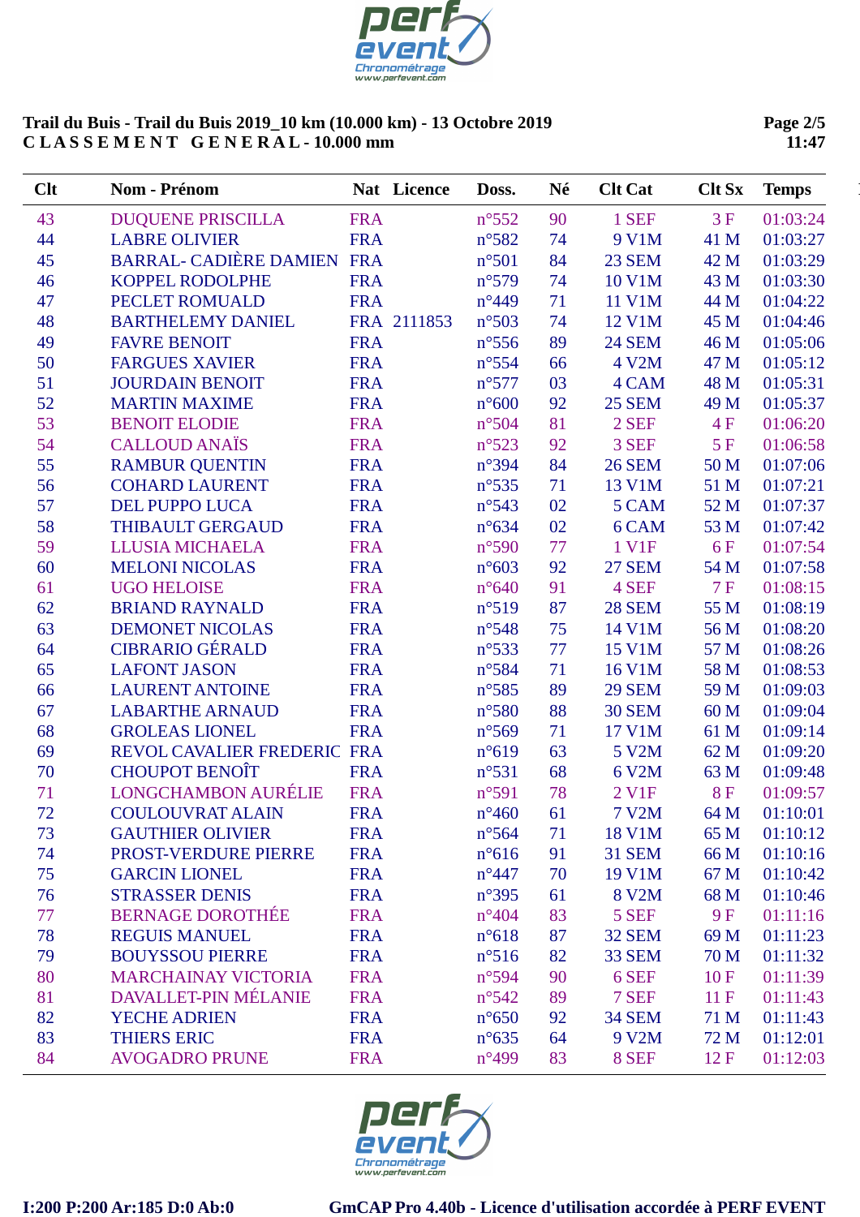**Trail du Buis - Trail du Buis 2019_10 km (10.000 km) - 13 Octobre 2019**
**C L A S S E M E N T   G E N E R A L - 10.000 mm**

| Clt | Nom - Prénom | Nat | Licence | Doss. | Né | Clt Cat | Clt Sx | Temps |
|---|---|---|---|---|---|---|---|---|
| 43 | DUQUENE PRISCILLA | FRA | | n°552 | 90 | 1 SEF | 3 F | 01:03:24 |
| 44 | LABRE OLIVIER | FRA | | n°582 | 74 | 9 V1M | 41 M | 01:03:27 |
| 45 | BARRAL- CADIÈRE DAMIEN | FRA | | n°501 | 84 | 23 SEM | 42 M | 01:03:29 |
| 46 | KOPPEL RODOLPHE | FRA | | n°579 | 74 | 10 V1M | 43 M | 01:03:30 |
| 47 | PECLET ROMUALD | FRA | | n°449 | 71 | 11 V1M | 44 M | 01:04:22 |
| 48 | BARTHELEMY DANIEL | FRA | 2111853 | n°503 | 74 | 12 V1M | 45 M | 01:04:46 |
| 49 | FAVRE BENOIT | FRA | | n°556 | 89 | 24 SEM | 46 M | 01:05:06 |
| 50 | FARGUES XAVIER | FRA | | n°554 | 66 | 4 V2M | 47 M | 01:05:12 |
| 51 | JOURDAIN BENOIT | FRA | | n°577 | 03 | 4 CAM | 48 M | 01:05:31 |
| 52 | MARTIN MAXIME | FRA | | n°600 | 92 | 25 SEM | 49 M | 01:05:37 |
| 53 | BENOIT ELODIE | FRA | | n°504 | 81 | 2 SEF | 4 F | 01:06:20 |
| 54 | CALLOUD ANAÏS | FRA | | n°523 | 92 | 3 SEF | 5 F | 01:06:58 |
| 55 | RAMBUR QUENTIN | FRA | | n°394 | 84 | 26 SEM | 50 M | 01:07:06 |
| 56 | COHARD LAURENT | FRA | | n°535 | 71 | 13 V1M | 51 M | 01:07:21 |
| 57 | DEL PUPPO LUCA | FRA | | n°543 | 02 | 5 CAM | 52 M | 01:07:37 |
| 58 | THIBAULT GERGAUD | FRA | | n°634 | 02 | 6 CAM | 53 M | 01:07:42 |
| 59 | LLUSIA MICHAELA | FRA | | n°590 | 77 | 1 V1F | 6 F | 01:07:54 |
| 60 | MELONI NICOLAS | FRA | | n°603 | 92 | 27 SEM | 54 M | 01:07:58 |
| 61 | UGO HELOISE | FRA | | n°640 | 91 | 4 SEF | 7 F | 01:08:15 |
| 62 | BRIAND RAYNALD | FRA | | n°519 | 87 | 28 SEM | 55 M | 01:08:19 |
| 63 | DEMONET NICOLAS | FRA | | n°548 | 75 | 14 V1M | 56 M | 01:08:20 |
| 64 | CIBRARIO GÉRALD | FRA | | n°533 | 77 | 15 V1M | 57 M | 01:08:26 |
| 65 | LAFONT JASON | FRA | | n°584 | 71 | 16 V1M | 58 M | 01:08:53 |
| 66 | LAURENT ANTOINE | FRA | | n°585 | 89 | 29 SEM | 59 M | 01:09:03 |
| 67 | LABARTHE ARNAUD | FRA | | n°580 | 88 | 30 SEM | 60 M | 01:09:04 |
| 68 | GROLEAS LIONEL | FRA | | n°569 | 71 | 17 V1M | 61 M | 01:09:14 |
| 69 | REVOL CAVALIER FREDERIC | FRA | | n°619 | 63 | 5 V2M | 62 M | 01:09:20 |
| 70 | CHOUPOT BENOÎT | FRA | | n°531 | 68 | 6 V2M | 63 M | 01:09:48 |
| 71 | LONGCHAMBON AURÉLIE | FRA | | n°591 | 78 | 2 V1F | 8 F | 01:09:57 |
| 72 | COULOUVRAT ALAIN | FRA | | n°460 | 61 | 7 V2M | 64 M | 01:10:01 |
| 73 | GAUTHIER OLIVIER | FRA | | n°564 | 71 | 18 V1M | 65 M | 01:10:12 |
| 74 | PROST-VERDURE PIERRE | FRA | | n°616 | 91 | 31 SEM | 66 M | 01:10:16 |
| 75 | GARCIN LIONEL | FRA | | n°447 | 70 | 19 V1M | 67 M | 01:10:42 |
| 76 | STRASSER DENIS | FRA | | n°395 | 61 | 8 V2M | 68 M | 01:10:46 |
| 77 | BERNAGE DOROTHÉE | FRA | | n°404 | 83 | 5 SEF | 9 F | 01:11:16 |
| 78 | REGUIS MANUEL | FRA | | n°618 | 87 | 32 SEM | 69 M | 01:11:23 |
| 79 | BOUYSSOU PIERRE | FRA | | n°516 | 82 | 33 SEM | 70 M | 01:11:32 |
| 80 | MARCHAINAY VICTORIA | FRA | | n°594 | 90 | 6 SEF | 10 F | 01:11:39 |
| 81 | DAVALLET-PIN MÉLANIE | FRA | | n°542 | 89 | 7 SEF | 11 F | 01:11:43 |
| 82 | YECHE ADRIEN | FRA | | n°650 | 92 | 34 SEM | 71 M | 01:11:43 |
| 83 | THIERS ERIC | FRA | | n°635 | 64 | 9 V2M | 72 M | 01:12:01 |
| 84 | AVOGADRO PRUNE | FRA | | n°499 | 83 | 8 SEF | 12 F | 01:12:03 |

I:200 P:200 Ar:185 D:0 Ab:0 — GmCAP Pro 4.40b - Licence d'utilisation accordée à PERF EVENT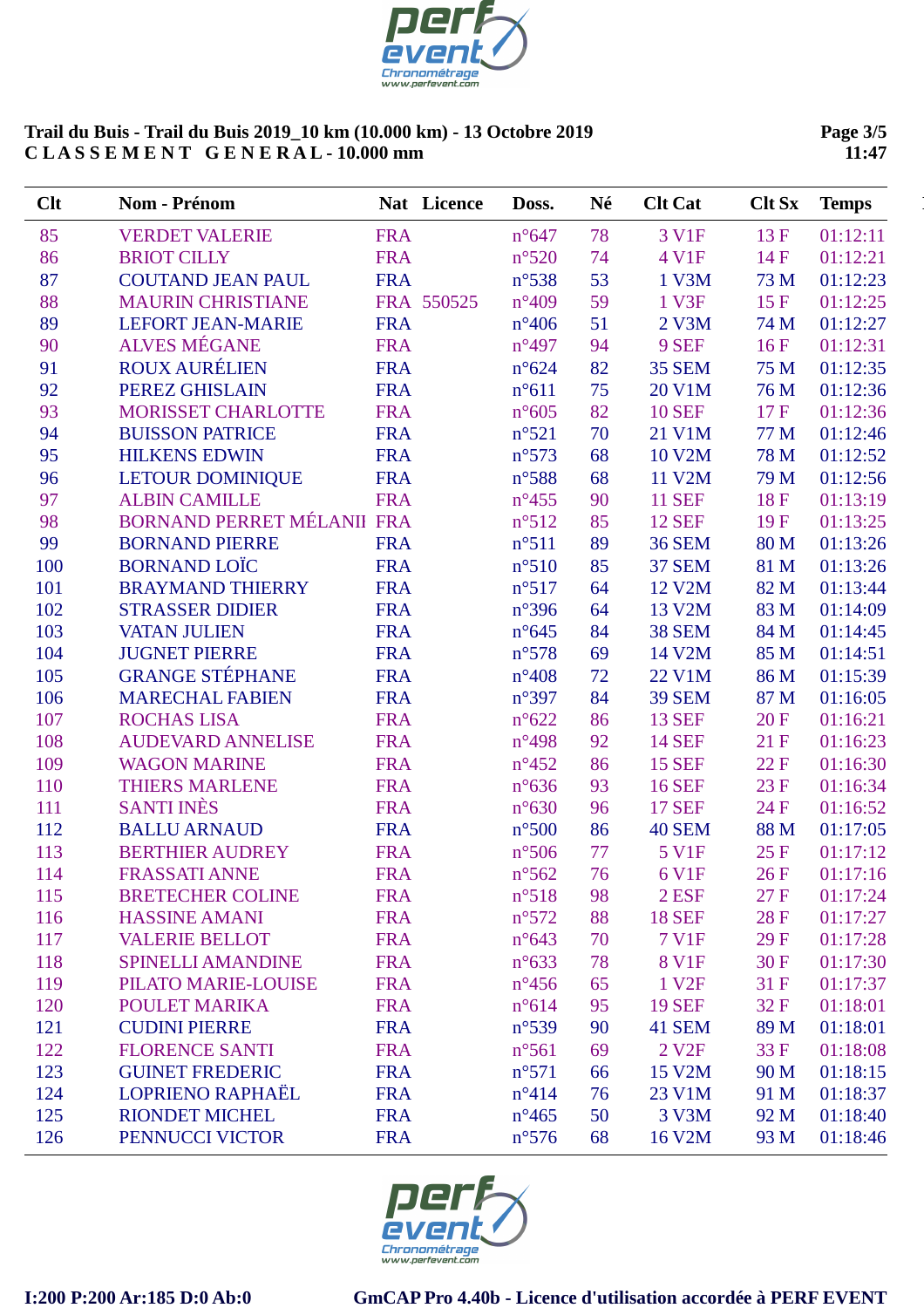**Trail du Buis - Trail du Buis 2019_10 km (10.000 km) - 13 Octobre 2019**
**C L A S S E M E N T   G E N E R A L - 10.000 mm**

**Page 3/5**
**11:47**

| Clt | Nom - Prénom | Nat | Licence | Doss. | Né | Clt Cat | Clt Sx | Temps |
|---|---|---|---|---|---|---|---|---|
| 85 | VERDET VALERIE | FRA | | n°647 | 78 | 3 V1F | 13 F | 01:12:11 |
| 86 | BRIOT CILLY | FRA | | n°520 | 74 | 4 V1F | 14 F | 01:12:21 |
| 87 | COUTAND JEAN PAUL | FRA | | n°538 | 53 | 1 V3M | 73 M | 01:12:23 |
| 88 | MAURIN CHRISTIANE | FRA | 550525 | n°409 | 59 | 1 V3F | 15 F | 01:12:25 |
| 89 | LEFORT JEAN-MARIE | FRA | | n°406 | 51 | 2 V3M | 74 M | 01:12:27 |
| 90 | ALVES MÉGANE | FRA | | n°497 | 94 | 9 SEF | 16 F | 01:12:31 |
| 91 | ROUX AURÉLIEN | FRA | | n°624 | 82 | 35 SEM | 75 M | 01:12:35 |
| 92 | PEREZ GHISLAIN | FRA | | n°611 | 75 | 20 V1M | 76 M | 01:12:36 |
| 93 | MORISSET CHARLOTTE | FRA | | n°605 | 82 | 10 SEF | 17 F | 01:12:36 |
| 94 | BUISSON PATRICE | FRA | | n°521 | 70 | 21 V1M | 77 M | 01:12:46 |
| 95 | HILKENS EDWIN | FRA | | n°573 | 68 | 10 V2M | 78 M | 01:12:52 |
| 96 | LETOUR DOMINIQUE | FRA | | n°588 | 68 | 11 V2M | 79 M | 01:12:56 |
| 97 | ALBIN CAMILLE | FRA | | n°455 | 90 | 11 SEF | 18 F | 01:13:19 |
| 98 | BORNAND PERRET MÉLANIE | FRA | | n°512 | 85 | 12 SEF | 19 F | 01:13:25 |
| 99 | BORNAND PIERRE | FRA | | n°511 | 89 | 36 SEM | 80 M | 01:13:26 |
| 100 | BORNAND LOÏC | FRA | | n°510 | 85 | 37 SEM | 81 M | 01:13:26 |
| 101 | BRAYMAND THIERRY | FRA | | n°517 | 64 | 12 V2M | 82 M | 01:13:44 |
| 102 | STRASSER DIDIER | FRA | | n°396 | 64 | 13 V2M | 83 M | 01:14:09 |
| 103 | VATAN JULIEN | FRA | | n°645 | 84 | 38 SEM | 84 M | 01:14:45 |
| 104 | JUGNET PIERRE | FRA | | n°578 | 69 | 14 V2M | 85 M | 01:14:51 |
| 105 | GRANGE STÉPHANE | FRA | | n°408 | 72 | 22 V1M | 86 M | 01:15:39 |
| 106 | MARECHAL FABIEN | FRA | | n°397 | 84 | 39 SEM | 87 M | 01:16:05 |
| 107 | ROCHAS LISA | FRA | | n°622 | 86 | 13 SEF | 20 F | 01:16:21 |
| 108 | AUDEVARD ANNELISE | FRA | | n°498 | 92 | 14 SEF | 21 F | 01:16:23 |
| 109 | WAGON MARINE | FRA | | n°452 | 86 | 15 SEF | 22 F | 01:16:30 |
| 110 | THIERS MARLENE | FRA | | n°636 | 93 | 16 SEF | 23 F | 01:16:34 |
| 111 | SANTI INÈS | FRA | | n°630 | 96 | 17 SEF | 24 F | 01:16:52 |
| 112 | BALLU ARNAUD | FRA | | n°500 | 86 | 40 SEM | 88 M | 01:17:05 |
| 113 | BERTHIER AUDREY | FRA | | n°506 | 77 | 5 V1F | 25 F | 01:17:12 |
| 114 | FRASSATI ANNE | FRA | | n°562 | 76 | 6 V1F | 26 F | 01:17:16 |
| 115 | BRETECHER COLINE | FRA | | n°518 | 98 | 2 ESF | 27 F | 01:17:24 |
| 116 | HASSINE AMANI | FRA | | n°572 | 88 | 18 SEF | 28 F | 01:17:27 |
| 117 | VALERIE BELLOT | FRA | | n°643 | 70 | 7 V1F | 29 F | 01:17:28 |
| 118 | SPINELLI AMANDINE | FRA | | n°633 | 78 | 8 V1F | 30 F | 01:17:30 |
| 119 | PILATO MARIE-LOUISE | FRA | | n°456 | 65 | 1 V2F | 31 F | 01:17:37 |
| 120 | POULET MARIKA | FRA | | n°614 | 95 | 19 SEF | 32 F | 01:18:01 |
| 121 | CUDINI PIERRE | FRA | | n°539 | 90 | 41 SEM | 89 M | 01:18:01 |
| 122 | FLORENCE SANTI | FRA | | n°561 | 69 | 2 V2F | 33 F | 01:18:08 |
| 123 | GUINET FREDERIC | FRA | | n°571 | 66 | 15 V2M | 90 M | 01:18:15 |
| 124 | LOPRIENO RAPHAËL | FRA | | n°414 | 76 | 23 V1M | 91 M | 01:18:37 |
| 125 | RIONDET MICHEL | FRA | | n°465 | 50 | 3 V3M | 92 M | 01:18:40 |
| 126 | PENNUCCI VICTOR | FRA | | n°576 | 68 | 16 V2M | 93 M | 01:18:46 |

I:200 P:200 Ar:185 D:0 Ab:0

GmCAP Pro 4.40b - Licence d'utilisation accordée à PERF EVENT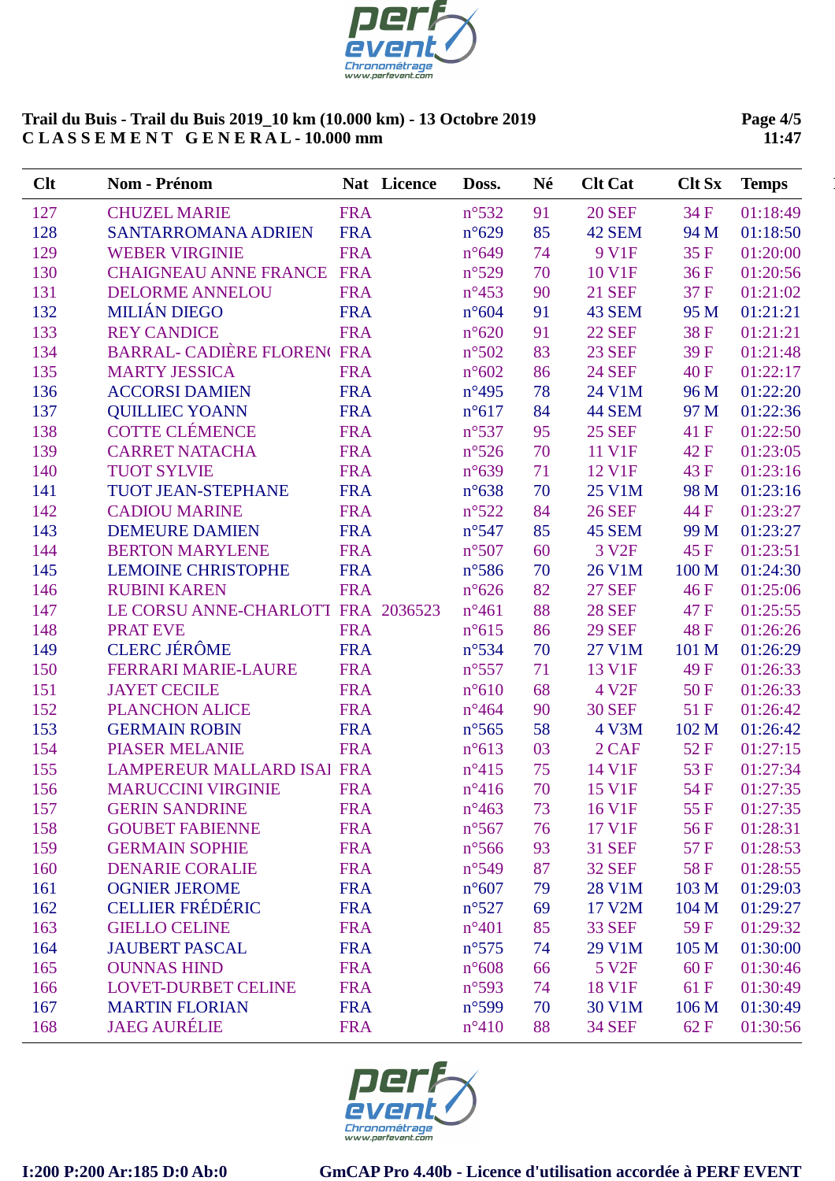**Trail du Buis - Trail du Buis 2019_10 km (10.000 km) - 13 Octobre 2019**
**C L A S S E M E N T   G E N E R A L - 10.000 mm**

| Clt | Nom - Prénom | Nat | Licence | Doss. | Né | Clt Cat | Clt Sx | Temps |
|---|---|---|---|---|---|---|---|---|
| 127 | CHUZEL MARIE | FRA | | n°532 | 91 | 20 SEF | 34 F | 01:18:49 |
| 128 | SANTARROMANA ADRIEN | FRA | | n°629 | 85 | 42 SEM | 94 M | 01:18:50 |
| 129 | WEBER VIRGINIE | FRA | | n°649 | 74 | 9 V1F | 35 F | 01:20:00 |
| 130 | CHAIGNEAU ANNE FRANCE | FRA | | n°529 | 70 | 10 V1F | 36 F | 01:20:56 |
| 131 | DELORME ANNELOU | FRA | | n°453 | 90 | 21 SEF | 37 F | 01:21:02 |
| 132 | MILIÁN DIEGO | FRA | | n°604 | 91 | 43 SEM | 95 M | 01:21:21 |
| 133 | REY CANDICE | FRA | | n°620 | 91 | 22 SEF | 38 F | 01:21:21 |
| 134 | BARRAL- CADIÈRE FLOREN( | FRA | | n°502 | 83 | 23 SEF | 39 F | 01:21:48 |
| 135 | MARTY JESSICA | FRA | | n°602 | 86 | 24 SEF | 40 F | 01:22:17 |
| 136 | ACCORSI DAMIEN | FRA | | n°495 | 78 | 24 V1M | 96 M | 01:22:20 |
| 137 | QUILLIEC YOANN | FRA | | n°617 | 84 | 44 SEM | 97 M | 01:22:36 |
| 138 | COTTE CLÉMENCE | FRA | | n°537 | 95 | 25 SEF | 41 F | 01:22:50 |
| 139 | CARRET NATACHA | FRA | | n°526 | 70 | 11 V1F | 42 F | 01:23:05 |
| 140 | TUOT SYLVIE | FRA | | n°639 | 71 | 12 V1F | 43 F | 01:23:16 |
| 141 | TUOT JEAN-STEPHANE | FRA | | n°638 | 70 | 25 V1M | 98 M | 01:23:16 |
| 142 | CADIOU MARINE | FRA | | n°522 | 84 | 26 SEF | 44 F | 01:23:27 |
| 143 | DEMEURE DAMIEN | FRA | | n°547 | 85 | 45 SEM | 99 M | 01:23:27 |
| 144 | BERTON MARYLENE | FRA | | n°507 | 60 | 3 V2F | 45 F | 01:23:51 |
| 145 | LEMOINE CHRISTOPHE | FRA | | n°586 | 70 | 26 V1M | 100 M | 01:24:30 |
| 146 | RUBINI KAREN | FRA | | n°626 | 82 | 27 SEF | 46 F | 01:25:06 |
| 147 | LE CORSU ANNE-CHARLOTT | FRA | 2036523 | n°461 | 88 | 28 SEF | 47 F | 01:25:55 |
| 148 | PRAT EVE | FRA | | n°615 | 86 | 29 SEF | 48 F | 01:26:26 |
| 149 | CLERC JÉRÔME | FRA | | n°534 | 70 | 27 V1M | 101 M | 01:26:29 |
| 150 | FERRARI MARIE-LAURE | FRA | | n°557 | 71 | 13 V1F | 49 F | 01:26:33 |
| 151 | JAYET CECILE | FRA | | n°610 | 68 | 4 V2F | 50 F | 01:26:33 |
| 152 | PLANCHON ALICE | FRA | | n°464 | 90 | 30 SEF | 51 F | 01:26:42 |
| 153 | GERMAIN ROBIN | FRA | | n°565 | 58 | 4 V3M | 102 M | 01:26:42 |
| 154 | PIASER MELANIE | FRA | | n°613 | 03 | 2 CAF | 52 F | 01:27:15 |
| 155 | LAMPEREUR MALLARD ISAI | FRA | | n°415 | 75 | 14 V1F | 53 F | 01:27:34 |
| 156 | MARUCCINI VIRGINIE | FRA | | n°416 | 70 | 15 V1F | 54 F | 01:27:35 |
| 157 | GERIN SANDRINE | FRA | | n°463 | 73 | 16 V1F | 55 F | 01:27:35 |
| 158 | GOUBET FABIENNE | FRA | | n°567 | 76 | 17 V1F | 56 F | 01:28:31 |
| 159 | GERMAIN SOPHIE | FRA | | n°566 | 93 | 31 SEF | 57 F | 01:28:53 |
| 160 | DENARIE CORALIE | FRA | | n°549 | 87 | 32 SEF | 58 F | 01:28:55 |
| 161 | OGNIER JEROME | FRA | | n°607 | 79 | 28 V1M | 103 M | 01:29:03 |
| 162 | CELLIER FRÉDÉRIC | FRA | | n°527 | 69 | 17 V2M | 104 M | 01:29:27 |
| 163 | GIELLO CELINE | FRA | | n°401 | 85 | 33 SEF | 59 F | 01:29:32 |
| 164 | JAUBERT PASCAL | FRA | | n°575 | 74 | 29 V1M | 105 M | 01:30:00 |
| 165 | OUNNAS HIND | FRA | | n°608 | 66 | 5 V2F | 60 F | 01:30:46 |
| 166 | LOVET-DURBET CELINE | FRA | | n°593 | 74 | 18 V1F | 61 F | 01:30:49 |
| 167 | MARTIN FLORIAN | FRA | | n°599 | 70 | 30 V1M | 106 M | 01:30:49 |
| 168 | JAEG AURÉLIE | FRA | | n°410 | 88 | 34 SEF | 62 F | 01:30:56 |

I:200 P:200 Ar:185 D:0 Ab:0    GmCAP Pro 4.40b - Licence d'utilisation accordée à PERF EVENT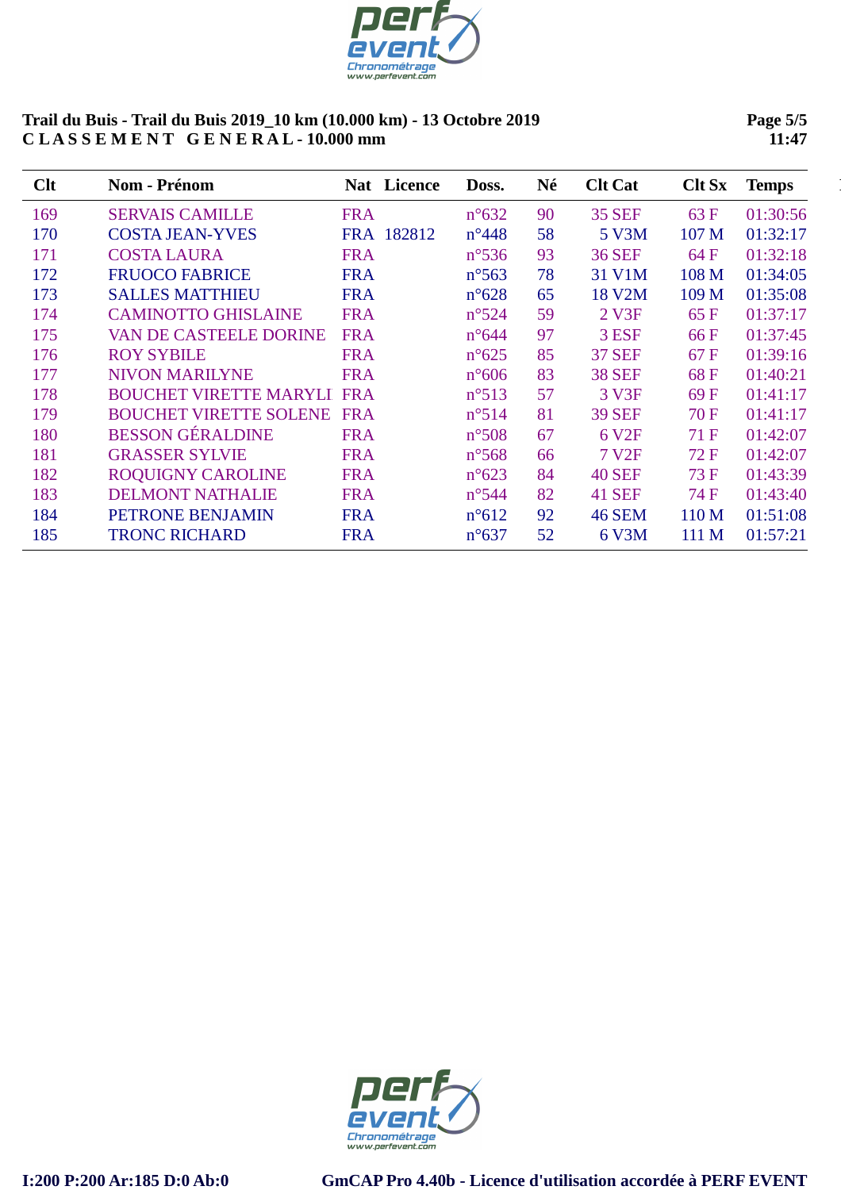**Trail du Buis - Trail du Buis 2019_10 km (10.000 km) - 13 Octobre 2019**
**C L A S S E M E N T   G E N E R A L - 10.000 mm**

**11:47**

| Clt | Nom - Prénom | Nat | Licence | Doss. | Né | Clt Cat | Clt Sx | Temps |
|---|---|---|---|---|---|---|---|---|
| 169 | SERVAIS CAMILLE | FRA | | n°632 | 90 | 35 SEF | 63 F | 01:30:56 |
| 170 | COSTA JEAN-YVES | FRA | 182812 | n°448 | 58 | 5 V3M | 107 M | 01:32:17 |
| 171 | COSTA LAURA | FRA | | n°536 | 93 | 36 SEF | 64 F | 01:32:18 |
| 172 | FRUOCO FABRICE | FRA | | n°563 | 78 | 31 V1M | 108 M | 01:34:05 |
| 173 | SALLES MATTHIEU | FRA | | n°628 | 65 | 18 V2M | 109 M | 01:35:08 |
| 174 | CAMINOTTO GHISLAINE | FRA | | n°524 | 59 | 2 V3F | 65 F | 01:37:17 |
| 175 | VAN DE CASTEELE DORINE | FRA | | n°644 | 97 | 3 ESF | 66 F | 01:37:45 |
| 176 | ROY SYBILE | FRA | | n°625 | 85 | 37 SEF | 67 F | 01:39:16 |
| 177 | NIVON MARILYNE | FRA | | n°606 | 83 | 38 SEF | 68 F | 01:40:21 |
| 178 | BOUCHET VIRETTE MARYLI | FRA | | n°513 | 57 | 3 V3F | 69 F | 01:41:17 |
| 179 | BOUCHET VIRETTE SOLENE | FRA | | n°514 | 81 | 39 SEF | 70 F | 01:41:17 |
| 180 | BESSON GÉRALDINE | FRA | | n°508 | 67 | 6 V2F | 71 F | 01:42:07 |
| 181 | GRASSER SYLVIE | FRA | | n°568 | 66 | 7 V2F | 72 F | 01:42:07 |
| 182 | ROQUIGNY CAROLINE | FRA | | n°623 | 84 | 40 SEF | 73 F | 01:43:39 |
| 183 | DELMONT NATHALIE | FRA | | n°544 | 82 | 41 SEF | 74 F | 01:43:40 |
| 184 | PETRONE BENJAMIN | FRA | | n°612 | 92 | 46 SEM | 110 M | 01:51:08 |
| 185 | TRONC RICHARD | FRA | | n°637 | 52 | 6 V3M | 111 M | 01:57:21 |

**I:200 P:200 Ar:185 D:0 Ab:0**

**GmCAP Pro 4.40b - Licence d'utilisation accordée à PERF EVENT**